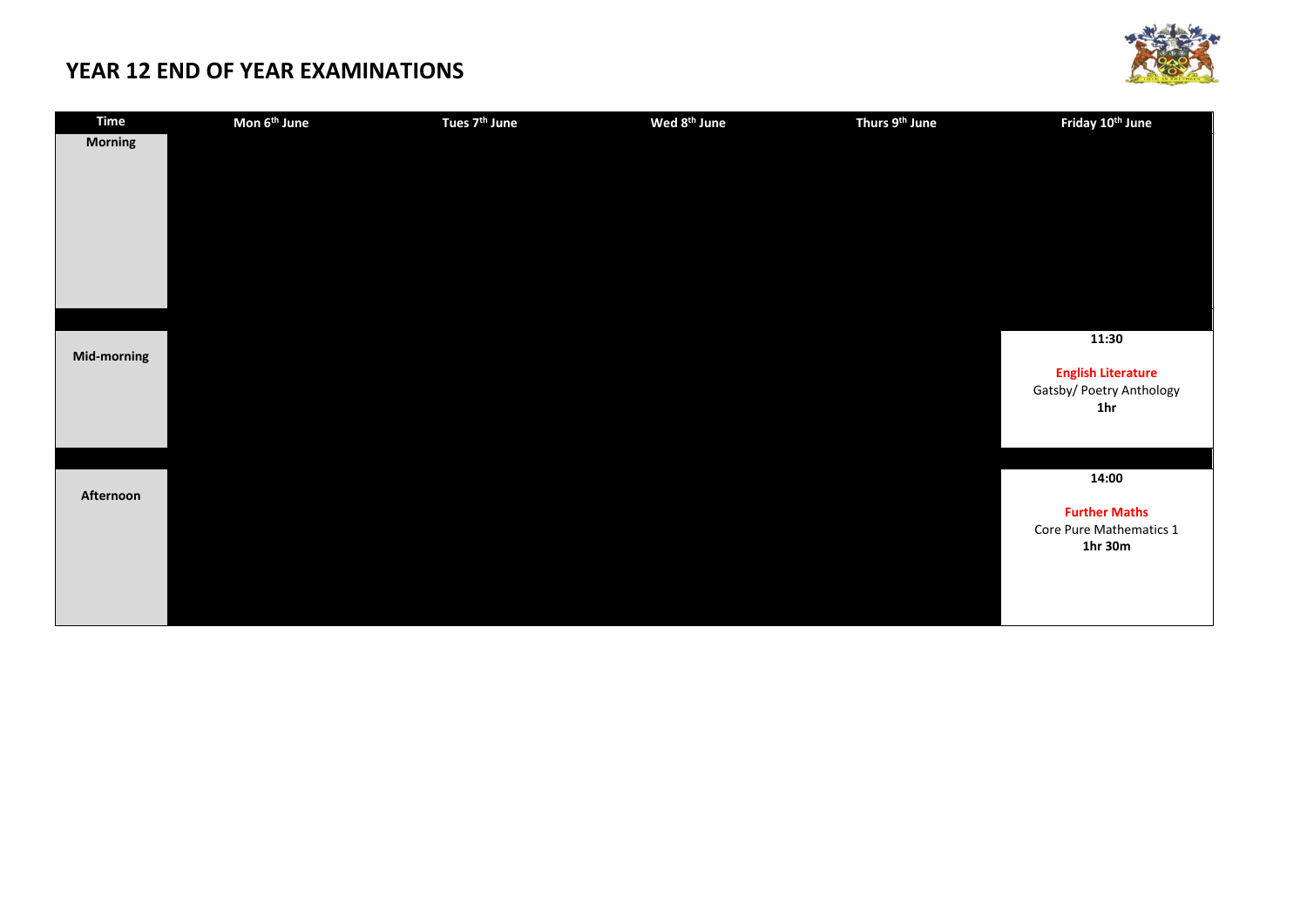# YEAR 12 END OF YEAR EXAMINATIONS

| Time | Mon 6th June | Tues 7th June | Wed 8th June | Thurs 9th June | Friday 10th June |
|---|---|---|---|---|---|
| **Morning** | | | | | |
| **Mid-morning** | | | | | **11:30**<br><br>**English Literature**<br>Gatsby/ Poetry Anthology<br>**1hr** |
| **Afternoon** | | | | | **14:00**<br><br>**Further Maths**<br>Core Pure Mathematics 1<br>**1hr 30m** |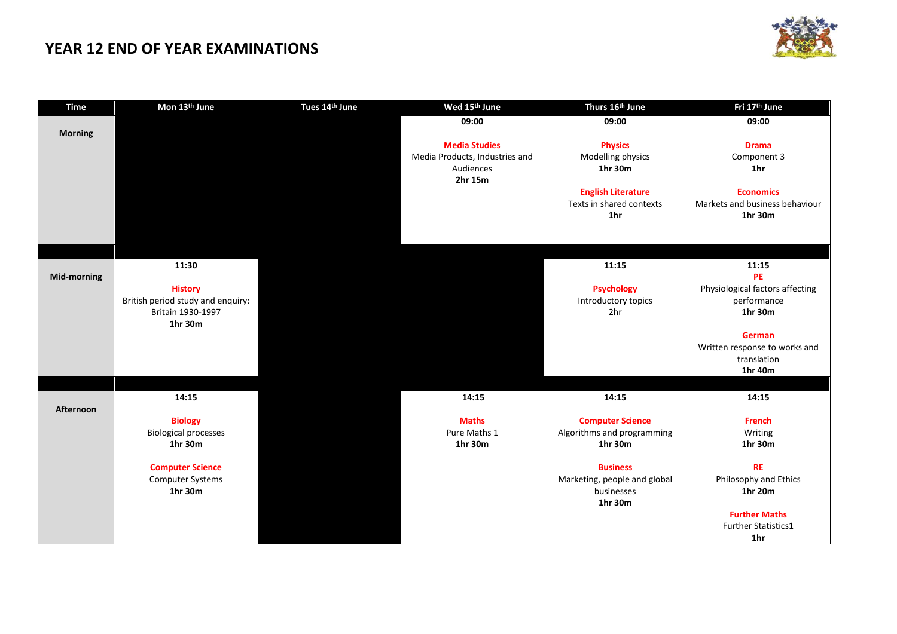# YEAR 12 END OF YEAR EXAMINATIONS

| Time | Mon 13th June | Tues 14th June | Wed 15th June | Thurs 16th June | Fri 17th June |
|---|---|---|---|---|---|
| **Morning** | | | **09:00**<br><br>**Media Studies**<br>Media Products, Industries and Audiences<br>**2hr 15m** | **09:00**<br><br>**Physics**<br>Modelling physics<br>**1hr 30m**<br><br>**English Literature**<br>Texts in shared contexts<br>**1hr** | **09:00**<br><br>**Drama**<br>Component 3<br>**1hr**<br><br>**Economics**<br>Markets and business behaviour<br>**1hr 30m** |
| **Mid-morning** | **11:30**<br><br>**History**<br>British period study and enquiry: Britain 1930-1997<br>**1hr 30m** | | | **11:15**<br><br>**Psychology**<br>Introductory topics<br>2hr | **11:15**<br>**PE**<br>Physiological factors affecting performance<br>**1hr 30m**<br><br>**German**<br>Written response to works and translation<br>**1hr 40m** |
| **Afternoon** | **14:15**<br><br>**Biology**<br>Biological processes<br>**1hr 30m**<br><br>**Computer Science**<br>Computer Systems<br>**1hr 30m** | | **14:15**<br><br>**Maths**<br>Pure Maths 1<br>**1hr 30m** | **14:15**<br><br>**Computer Science**<br>Algorithms and programming<br>**1hr 30m**<br><br>**Business**<br>Marketing, people and global businesses<br>**1hr 30m** | **14:15**<br><br>**French**<br>Writing<br>**1hr 30m**<br><br>**RE**<br>Philosophy and Ethics<br>**1hr 20m**<br><br>**Further Maths**<br>Further Statistics1<br>**1hr** |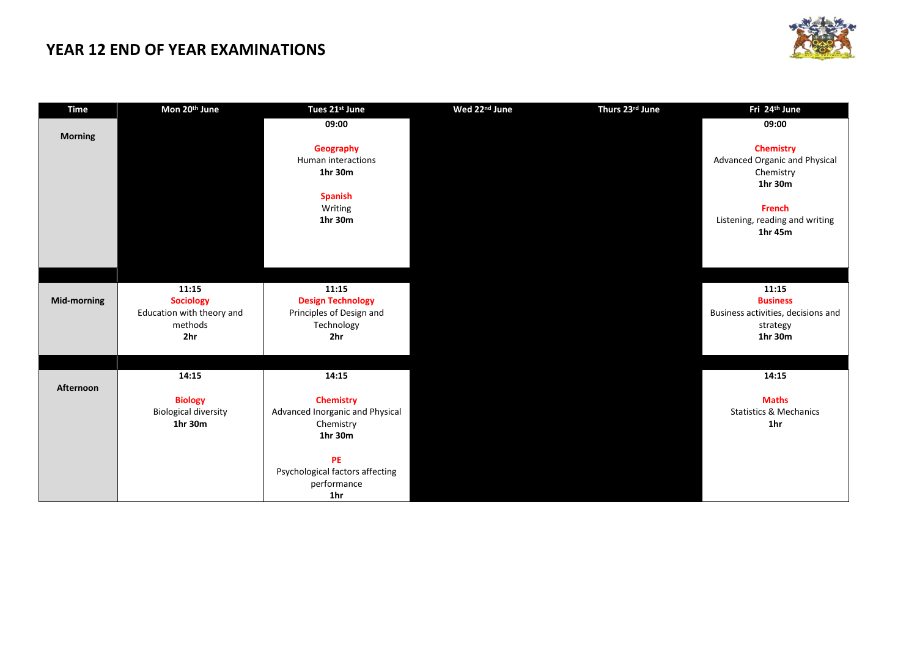# YEAR 12 END OF YEAR EXAMINATIONS

| Time | Mon 20th June | Tues 21st June | Wed 22nd June | Thurs 23rd June | Fri 24th June |
|---|---|---|---|---|---|
| **Morning** | | **09:00**<br><br>**Geography**<br>Human interactions<br>**1hr 30m**<br><br>**Spanish**<br>Writing<br>**1hr 30m** | | | **09:00**<br><br>**Chemistry**<br>Advanced Organic and Physical Chemistry<br>**1hr 30m**<br><br>**French**<br>Listening, reading and writing<br>**1hr 45m** |
| **Mid-morning** | **11:15**<br>**Sociology**<br>Education with theory and methods<br>**2hr** | **11:15**<br>**Design Technology**<br>Principles of Design and Technology<br>**2hr** | | | **11:15**<br>**Business**<br>Business activities, decisions and strategy<br>**1hr 30m** |
| **Afternoon** | **14:15**<br><br>**Biology**<br>Biological diversity<br>**1hr 30m** | **14:15**<br><br>**Chemistry**<br>Advanced Inorganic and Physical Chemistry<br>**1hr 30m**<br><br>**PE**<br>Psychological factors affecting performance<br>**1hr** | | | **14:15**<br><br>**Maths**<br>Statistics & Mechanics<br>**1hr** |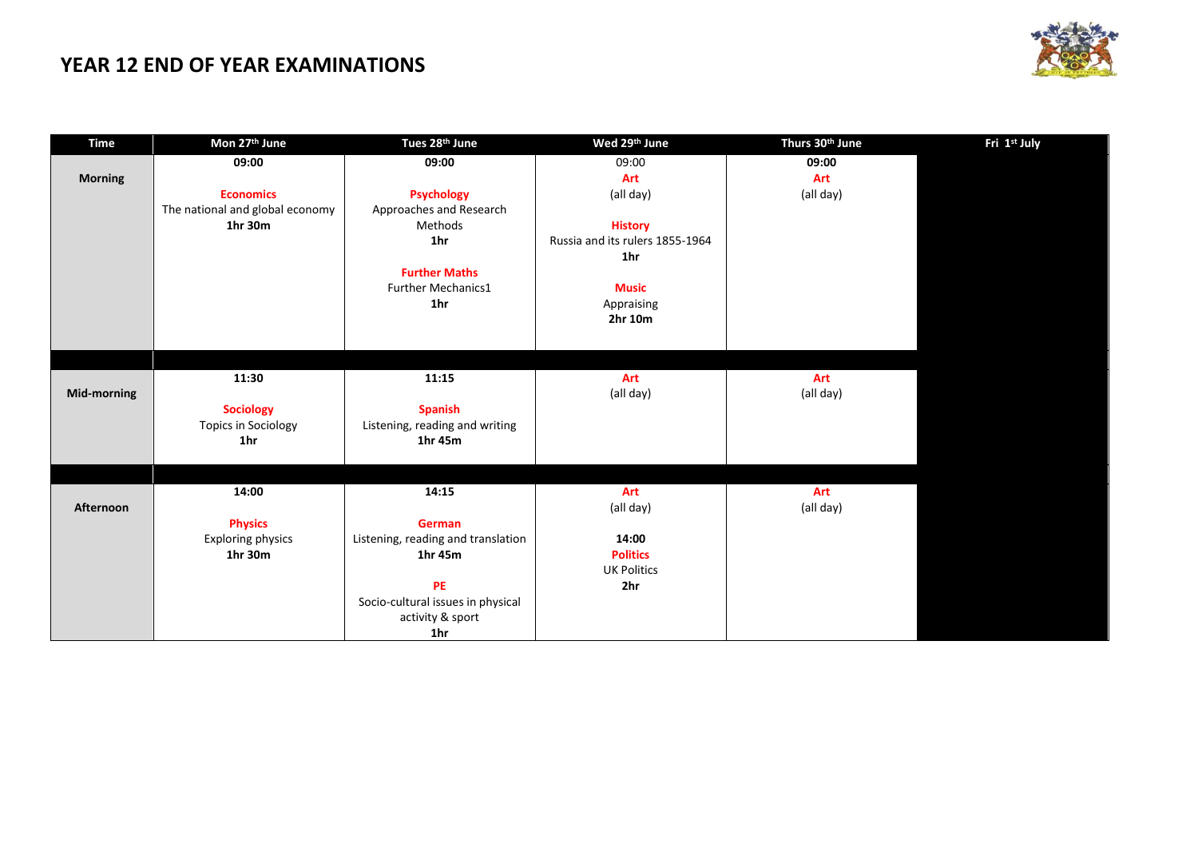# YEAR 12 END OF YEAR EXAMINATIONS

| Time | Mon 27th June | Tues 28th June | Wed 29th June | Thurs 30th June | Fri 1st July |
|---|---|---|---|---|---|
| **Morning** | **09:00**<br><br>**Economics**<br>The national and global economy<br>**1hr 30m** | **09:00**<br><br>**Psychology**<br>Approaches and Research Methods<br>**1hr**<br><br>**Further Maths**<br>Further Mechanics1<br>**1hr** | 09:00<br>**Art**<br>(all day)<br><br>**History**<br>Russia and its rulers 1855-1964<br>**1hr**<br><br>**Music**<br>Appraising<br>**2hr 10m** | **09:00**<br>**Art**<br>(all day) | |
| **Mid-morning** | **11:30**<br><br>**Sociology**<br>Topics in Sociology<br>**1hr** | **11:15**<br><br>**Spanish**<br>Listening, reading and writing<br>**1hr 45m** | **Art**<br>(all day) | **Art**<br>(all day) | |
| **Afternoon** | **14:00**<br><br>**Physics**<br>Exploring physics<br>**1hr 30m** | **14:15**<br><br>**German**<br>Listening, reading and translation<br>**1hr 45m**<br><br>**PE**<br>Socio-cultural issues in physical activity & sport<br>**1hr** | **Art**<br>(all day)<br><br>**14:00**<br>**Politics**<br>UK Politics<br>**2hr** | **Art**<br>(all day) | |